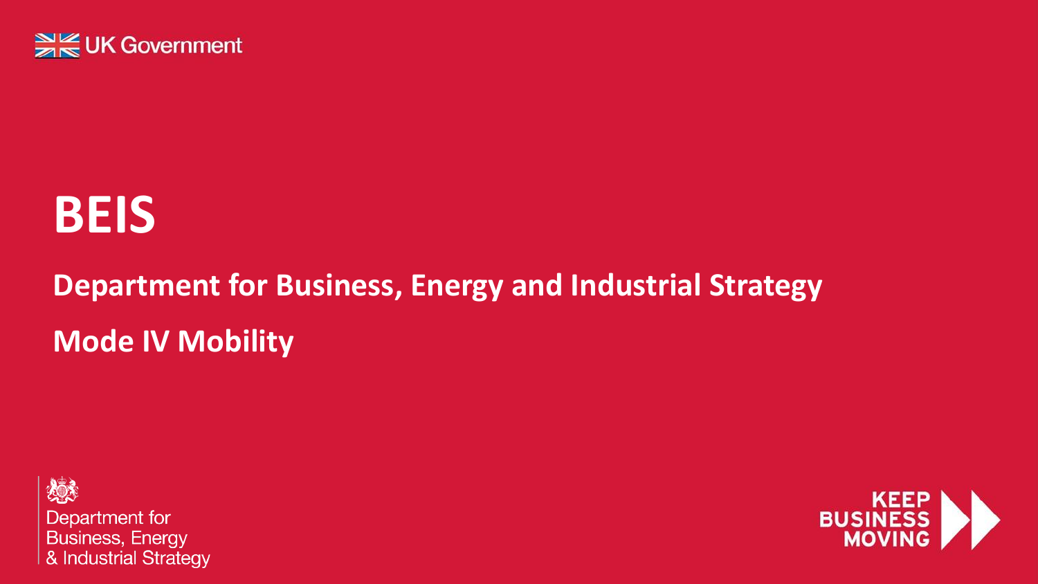UK Government

# BEIS

## Department for Business, Energy and Industrial Strategy

## Mode IV Mobility

Department for Business, Energy & Industrial Strategy

KEEP BUSINESS MOVING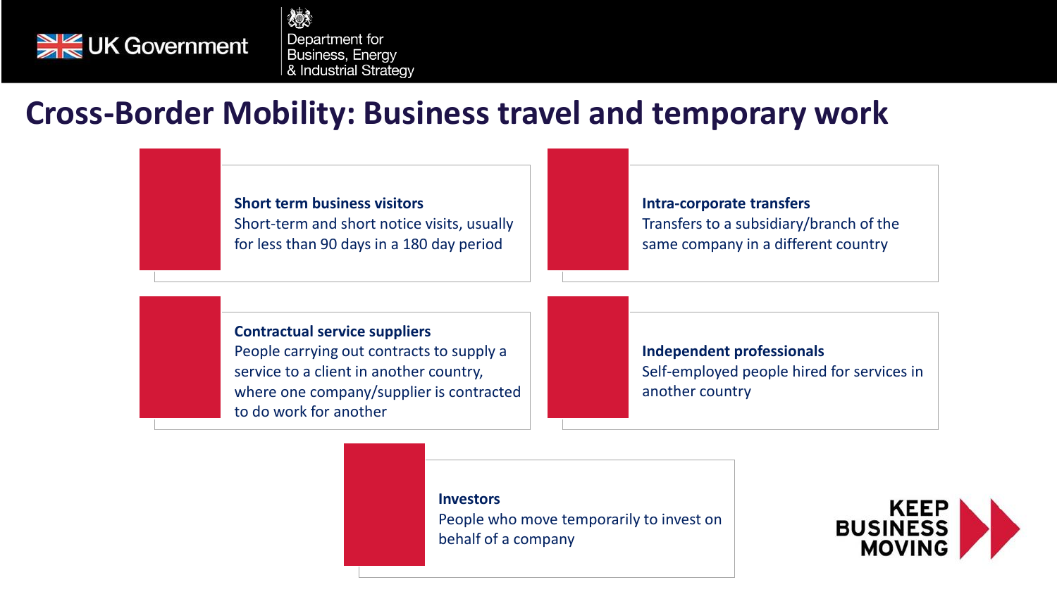# Cross-Border Mobility: Business travel and temporary work

**Short term business visitors**
Short-term and short notice visits, usually for less than 90 days in a 180 day period

**Intra-corporate transfers**
Transfers to a subsidiary/branch of the same company in a different country

**Contractual service suppliers**
People carrying out contracts to supply a service to a client in another country, where one company/supplier is contracted to do work for another

**Independent professionals**
Self-employed people hired for services in another country

**Investors**
People who move temporarily to invest on behalf of a company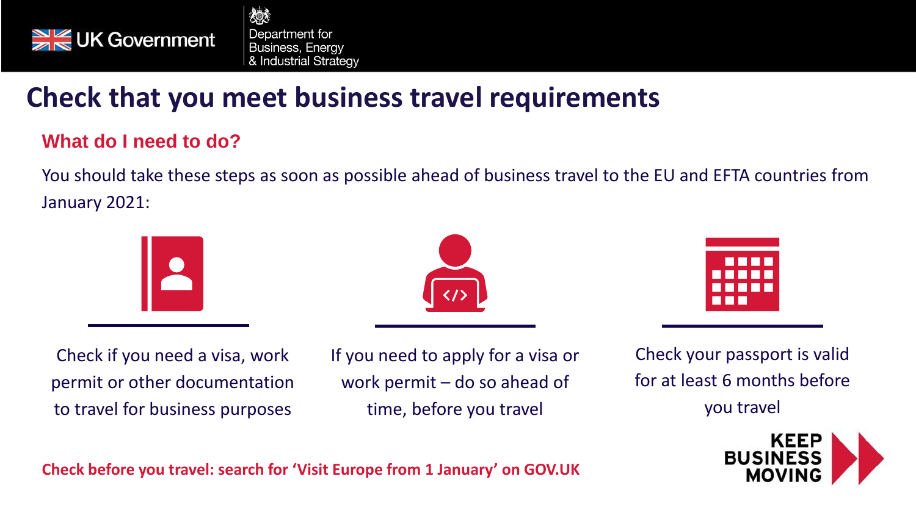UK Government | Department for Business, Energy & Industrial Strategy

# Check that you meet business travel requirements

## What do I need to do?

You should take these steps as soon as possible ahead of business travel to the EU and EFTA countries from January 2021:

- Check if you need a visa, work permit or other documentation to travel for business purposes
- If you need to apply for a visa or work permit – do so ahead of time, before you travel
- Check your passport is valid for at least 6 months before you travel

**Check before you travel: search for 'Visit Europe from 1 January' on GOV.UK**

**KEEP BUSINESS MOVING**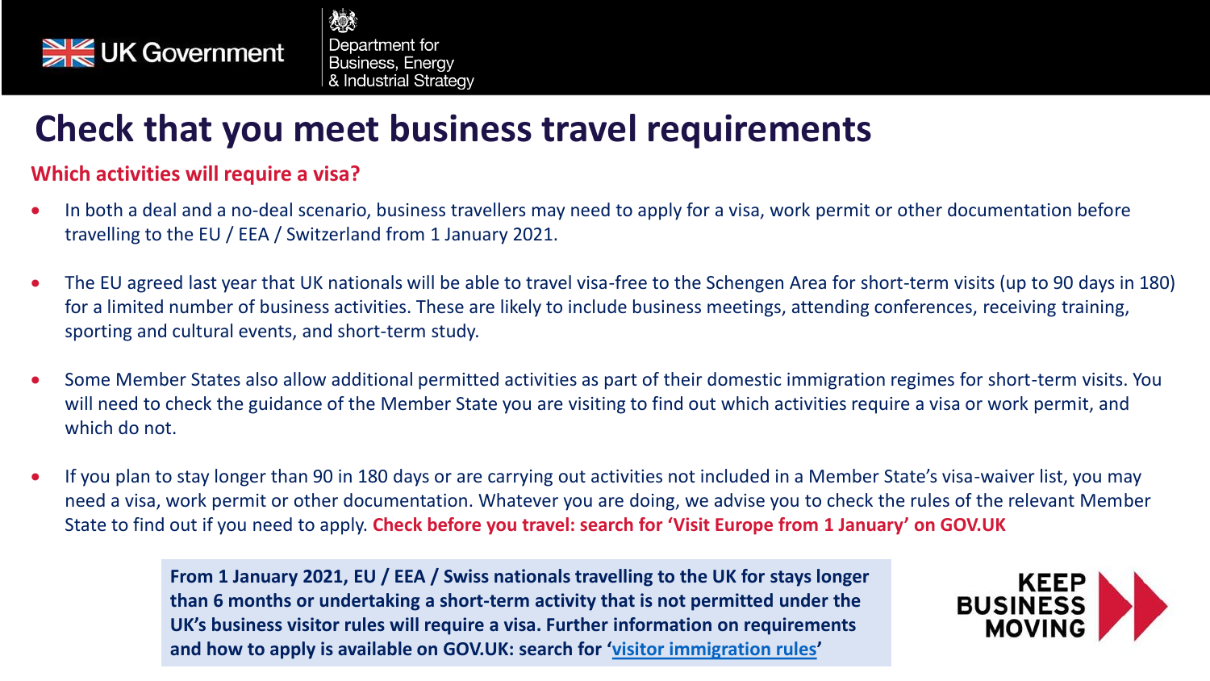UK Government

Department for Business, Energy & Industrial Strategy

# Check that you meet business travel requirements

## Which activities will require a visa?

- In both a deal and a no-deal scenario, business travellers may need to apply for a visa, work permit or other documentation before travelling to the EU / EEA / Switzerland from 1 January 2021.
- The EU agreed last year that UK nationals will be able to travel visa-free to the Schengen Area for short-term visits (up to 90 days in 180) for a limited number of business activities. These are likely to include business meetings, attending conferences, receiving training, sporting and cultural events, and short-term study.
- Some Member States also allow additional permitted activities as part of their domestic immigration regimes for short-term visits. You will need to check the guidance of the Member State you are visiting to find out which activities require a visa or work permit, and which do not.
- If you plan to stay longer than 90 in 180 days or are carrying out activities not included in a Member State's visa-waiver list, you may need a visa, work permit or other documentation. Whatever you are doing, we advise you to check the rules of the relevant Member State to find out if you need to apply. **Check before you travel: search for 'Visit Europe from 1 January' on GOV.UK**

**From 1 January 2021, EU / EEA / Swiss nationals travelling to the UK for stays longer than 6 months or undertaking a short-term activity that is not permitted under the UK's business visitor rules will require a visa. Further information on requirements and how to apply is available on GOV.UK: search for 'visitor immigration rules'**

KEEP BUSINESS MOVING